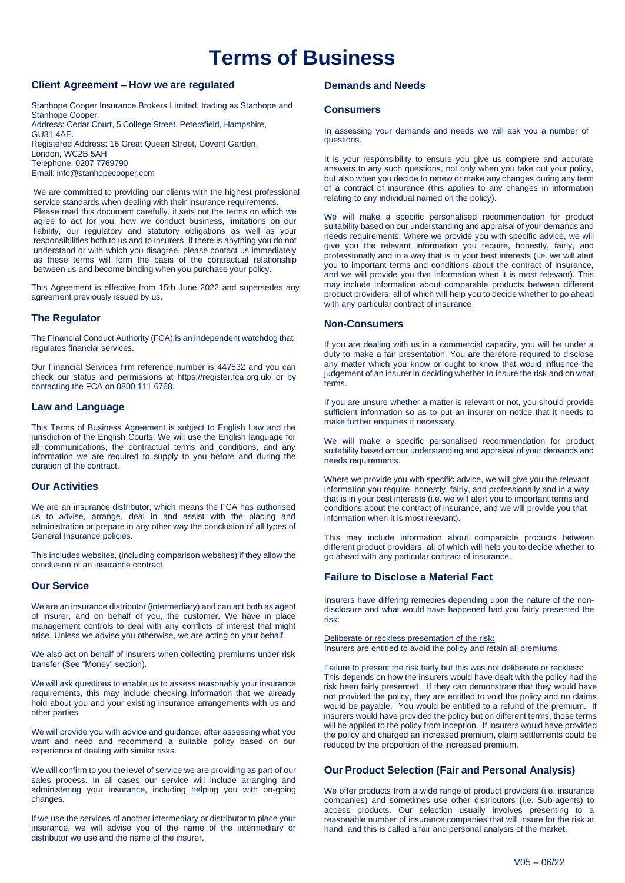# Terms of Business

## Client Agreement – How we are regulated

Stanhope Cooper Insurance Brokers Limited, trading as Stanhope and Stanhope Cooper.
Address: Cedar Court, 5 College Street, Petersfield, Hampshire, GU31 4AE.
Registered Address: 16 Great Queen Street, Covent Garden, London, WC2B 5AH
Telephone: 0207 7769790
Email: info@stanhopecooper.com

We are committed to providing our clients with the highest professional service standards when dealing with their insurance requirements. Please read this document carefully, it sets out the terms on which we agree to act for you, how we conduct business, limitations on our liability, our regulatory and statutory obligations as well as your responsibilities both to us and to insurers. If there is anything you do not understand or with which you disagree, please contact us immediately as these terms will form the basis of the contractual relationship between us and become binding when you purchase your policy.

This Agreement is effective from 15th June 2022 and supersedes any agreement previously issued by us.

## The Regulator

The Financial Conduct Authority (FCA) is an independent watchdog that regulates financial services.

Our Financial Services firm reference number is 447532 and you can check our status and permissions at https://register.fca.org.uk/ or by contacting the FCA on 0800 111 6768.

## Law and Language

This Terms of Business Agreement is subject to English Law and the jurisdiction of the English Courts. We will use the English language for all communications, the contractual terms and conditions, and any information we are required to supply to you before and during the duration of the contract.

## Our Activities

We are an insurance distributor, which means the FCA has authorised us to advise, arrange, deal in and assist with the placing and administration or prepare in any other way the conclusion of all types of General Insurance policies.

This includes websites, (including comparison websites) if they allow the conclusion of an insurance contract.

## Our Service

We are an insurance distributor (intermediary) and can act both as agent of insurer, and on behalf of you, the customer. We have in place management controls to deal with any conflicts of interest that might arise. Unless we advise you otherwise, we are acting on your behalf.

We also act on behalf of insurers when collecting premiums under risk transfer (See "Money" section).

We will ask questions to enable us to assess reasonably your insurance requirements, this may include checking information that we already hold about you and your existing insurance arrangements with us and other parties.

We will provide you with advice and guidance, after assessing what you want and need and recommend a suitable policy based on our experience of dealing with similar risks.

We will confirm to you the level of service we are providing as part of our sales process. In all cases our service will include arranging and administering your insurance, including helping you with on-going changes.

If we use the services of another intermediary or distributor to place your insurance, we will advise you of the name of the intermediary or distributor we use and the name of the insurer.

## Demands and Needs

### Consumers

In assessing your demands and needs we will ask you a number of questions.

It is your responsibility to ensure you give us complete and accurate answers to any such questions, not only when you take out your policy, but also when you decide to renew or make any changes during any term of a contract of insurance (this applies to any changes in information relating to any individual named on the policy).

We will make a specific personalised recommendation for product suitability based on our understanding and appraisal of your demands and needs requirements. Where we provide you with specific advice, we will give you the relevant information you require, honestly, fairly, and professionally and in a way that is in your best interests (i.e. we will alert you to important terms and conditions about the contract of insurance, and we will provide you that information when it is most relevant). This may include information about comparable products between different product providers, all of which will help you to decide whether to go ahead with any particular contract of insurance.

### Non-Consumers

If you are dealing with us in a commercial capacity, you will be under a duty to make a fair presentation. You are therefore required to disclose any matter which you know or ought to know that would influence the judgement of an insurer in deciding whether to insure the risk and on what terms.

If you are unsure whether a matter is relevant or not, you should provide sufficient information so as to put an insurer on notice that it needs to make further enquiries if necessary.

We will make a specific personalised recommendation for product suitability based on our understanding and appraisal of your demands and needs requirements.

Where we provide you with specific advice, we will give you the relevant information you require, honestly, fairly, and professionally and in a way that is in your best interests (i.e. we will alert you to important terms and conditions about the contract of insurance, and we will provide you that information when it is most relevant).

This may include information about comparable products between different product providers, all of which will help you to decide whether to go ahead with any particular contract of insurance.

## Failure to Disclose a Material Fact

Insurers have differing remedies depending upon the nature of the non-disclosure and what would have happened had you fairly presented the risk:

Deliberate or reckless presentation of the risk:
Insurers are entitled to avoid the policy and retain all premiums.

Failure to present the risk fairly but this was not deliberate or reckless:
This depends on how the insurers would have dealt with the policy had the risk been fairly presented. If they can demonstrate that they would have not provided the policy, they are entitled to void the policy and no claims would be payable. You would be entitled to a refund of the premium. If insurers would have provided the policy but on different terms, those terms will be applied to the policy from inception. If insurers would have provided the policy and charged an increased premium, claim settlements could be reduced by the proportion of the increased premium.

## Our Product Selection (Fair and Personal Analysis)

We offer products from a wide range of product providers (i.e. insurance companies) and sometimes use other distributors (i.e. Sub-agents) to access products. Our selection usually involves presenting to a reasonable number of insurance companies that will insure for the risk at hand, and this is called a fair and personal analysis of the market.

V05 – 06/22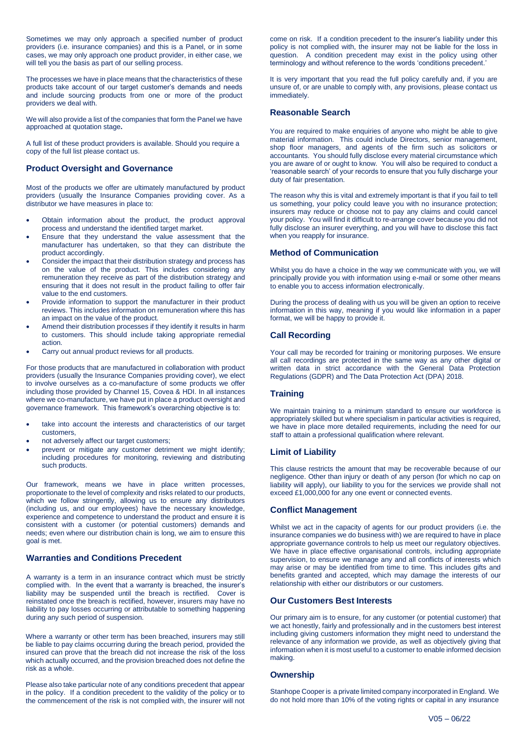Sometimes we may only approach a specified number of product providers (i.e. insurance companies) and this is a Panel, or in some cases, we may only approach one product provider, in either case, we will tell you the basis as part of our selling process.

The processes we have in place means that the characteristics of these products take account of our target customer's demands and needs and include sourcing products from one or more of the product providers we deal with.

We will also provide a list of the companies that form the Panel we have approached at quotation stage**.**

A full list of these product providers is available. Should you require a copy of the full list please contact us.

## Product Oversight and Governance

Most of the products we offer are ultimately manufactured by product providers (usually the Insurance Companies providing cover. As a distributor we have measures in place to:

- Obtain information about the product, the product approval process and understand the identified target market.
- Ensure that they understand the value assessment that the manufacturer has undertaken, so that they can distribute the product accordingly.
- Consider the impact that their distribution strategy and process has on the value of the product. This includes considering any remuneration they receive as part of the distribution strategy and ensuring that it does not result in the product failing to offer fair value to the end customers.
- Provide information to support the manufacturer in their product reviews. This includes information on remuneration where this has an impact on the value of the product.
- Amend their distribution processes if they identify it results in harm to customers. This should include taking appropriate remedial action.
- Carry out annual product reviews for all products.

For those products that are manufactured in collaboration with product providers (usually the Insurance Companies providing cover), we elect to involve ourselves as a co-manufacture of some products we offer including those provided by Channel 15, Covea & HDI. In all instances where we co-manufacture, we have put in place a product oversight and governance framework. This framework's overarching objective is to:

- take into account the interests and characteristics of our target customers,
- not adversely affect our target customers;
- prevent or mitigate any customer detriment we might identify; including procedures for monitoring, reviewing and distributing such products.

Our framework, means we have in place written processes, proportionate to the level of complexity and risks related to our products, which we follow stringently, allowing us to ensure any distributors (including us, and our employees) have the necessary knowledge, experience and competence to understand the product and ensure it is consistent with a customer (or potential customers) demands and needs; even where our distribution chain is long, we aim to ensure this goal is met.

## Warranties and Conditions Precedent

A warranty is a term in an insurance contract which must be strictly complied with. In the event that a warranty is breached, the insurer's liability may be suspended until the breach is rectified. Cover is reinstated once the breach is rectified, however, insurers may have no liability to pay losses occurring or attributable to something happening during any such period of suspension.

Where a warranty or other term has been breached, insurers may still be liable to pay claims occurring during the breach period, provided the insured can prove that the breach did not increase the risk of the loss which actually occurred, and the provision breached does not define the risk as a whole.

Please also take particular note of any conditions precedent that appear in the policy. If a condition precedent to the validity of the policy or to the commencement of the risk is not complied with, the insurer will not come on risk. If a condition precedent to the insurer's liability under this policy is not complied with, the insurer may not be liable for the loss in question. A condition precedent may exist in the policy using other terminology and without reference to the words 'conditions precedent.'

It is very important that you read the full policy carefully and, if you are unsure of, or are unable to comply with, any provisions, please contact us immediately.

## Reasonable Search

You are required to make enquiries of anyone who might be able to give material information. This could include Directors, senior management, shop floor managers, and agents of the firm such as solicitors or accountants. You should fully disclose every material circumstance which you are aware of or ought to know. You will also be required to conduct a 'reasonable search' of your records to ensure that you fully discharge your duty of fair presentation.

The reason why this is vital and extremely important is that if you fail to tell us something, your policy could leave you with no insurance protection; insurers may reduce or choose not to pay any claims and could cancel your policy. You will find it difficult to re-arrange cover because you did not fully disclose an insurer everything, and you will have to disclose this fact when you reapply for insurance.

## Method of Communication

Whilst you do have a choice in the way we communicate with you, we will principally provide you with information using e-mail or some other means to enable you to access information electronically.

During the process of dealing with us you will be given an option to receive information in this way, meaning if you would like information in a paper format, we will be happy to provide it.

## Call Recording

Your call may be recorded for training or monitoring purposes. We ensure all call recordings are protected in the same way as any other digital or written data in strict accordance with the General Data Protection Regulations (GDPR) and The Data Protection Act (DPA) 2018.

## Training

We maintain training to a minimum standard to ensure our workforce is appropriately skilled but where specialism in particular activities is required, we have in place more detailed requirements, including the need for our staff to attain a professional qualification where relevant.

## Limit of Liability

This clause restricts the amount that may be recoverable because of our negligence. Other than injury or death of any person (for which no cap on liability will apply), our liability to you for the services we provide shall not exceed £1,000,000 for any one event or connected events.

## Conflict Management

Whilst we act in the capacity of agents for our product providers (i.e. the insurance companies we do business with) we are required to have in place appropriate governance controls to help us meet our regulatory objectives. We have in place effective organisational controls, including appropriate supervision, to ensure we manage any and all conflicts of interests which may arise or may be identified from time to time. This includes gifts and benefits granted and accepted, which may damage the interests of our relationship with either our distributors or our customers.

## Our Customers Best Interests

Our primary aim is to ensure, for any customer (or potential customer) that we act honestly, fairly and professionally and in the customers best interest including giving customers information they might need to understand the relevance of any information we provide, as well as objectively giving that information when it is most useful to a customer to enable informed decision making.

## Ownership

Stanhope Cooper is a private limited company incorporated in England. We do not hold more than 10% of the voting rights or capital in any insurance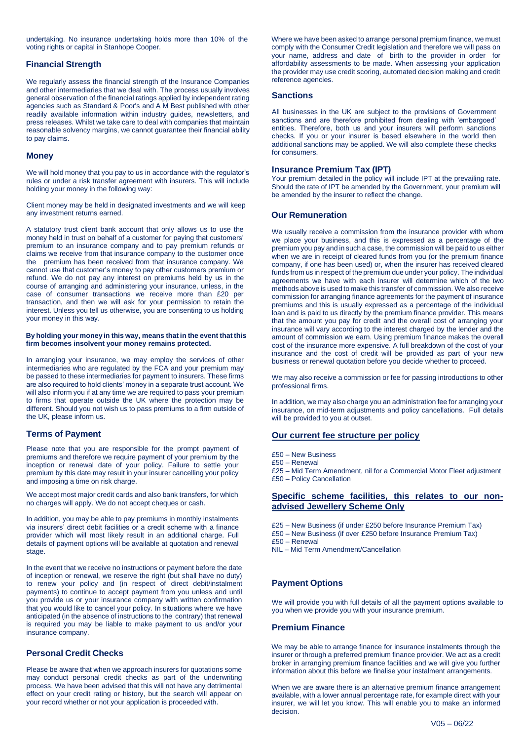undertaking. No insurance undertaking holds more than 10% of the voting rights or capital in Stanhope Cooper.

## Financial Strength

We regularly assess the financial strength of the Insurance Companies and other intermediaries that we deal with. The process usually involves general observation of the financial ratings applied by independent rating agencies such as Standard & Poor's and A M Best published with other readily available information within industry guides, newsletters, and press releases. Whilst we take care to deal with companies that maintain reasonable solvency margins, we cannot guarantee their financial ability to pay claims.

## Money

We will hold money that you pay to us in accordance with the regulator's rules or under a risk transfer agreement with insurers. This will include holding your money in the following way:

Client money may be held in designated investments and we will keep any investment returns earned.

A statutory trust client bank account that only allows us to use the money held in trust on behalf of a customer for paying that customers' premium to an insurance company and to pay premium refunds or claims we receive from that insurance company to the customer once the premium has been received from that insurance company. We cannot use that customer's money to pay other customers premium or refund. We do not pay any interest on premiums held by us in the course of arranging and administering your insurance, unless, in the case of consumer transactions we receive more than £20 per transaction, and then we will ask for your permission to retain the interest. Unless you tell us otherwise, you are consenting to us holding your money in this way.

**By holding your money in this way, means that in the event that this firm becomes insolvent your money remains protected.**

In arranging your insurance, we may employ the services of other intermediaries who are regulated by the FCA and your premium may be passed to these intermediaries for payment to insurers. These firms are also required to hold clients' money in a separate trust account. We will also inform you if at any time we are required to pass your premium to firms that operate outside the UK where the protection may be different. Should you not wish us to pass premiums to a firm outside of the UK, please inform us.

## Terms of Payment

Please note that you are responsible for the prompt payment of premiums and therefore we require payment of your premium by the inception or renewal date of your policy. Failure to settle your premium by this date may result in your insurer cancelling your policy and imposing a time on risk charge.

We accept most major credit cards and also bank transfers, for which no charges will apply. We do not accept cheques or cash.

In addition, you may be able to pay premiums in monthly instalments via insurers' direct debit facilities or a credit scheme with a finance provider which will most likely result in an additional charge. Full details of payment options will be available at quotation and renewal stage.

In the event that we receive no instructions or payment before the date of inception or renewal, we reserve the right (but shall have no duty) to renew your policy and (in respect of direct debit/instalment payments) to continue to accept payment from you unless and until you provide us or your insurance company with written confirmation that you would like to cancel your policy. In situations where we have anticipated (in the absence of instructions to the contrary) that renewal is required you may be liable to make payment to us and/or your insurance company.

## Personal Credit Checks

Please be aware that when we approach insurers for quotations some may conduct personal credit checks as part of the underwriting process. We have been advised that this will not have any detrimental effect on your credit rating or history, but the search will appear on your record whether or not your application is proceeded with.

Where we have been asked to arrange personal premium finance, we must comply with the Consumer Credit legislation and therefore we will pass on your name, address and date of birth to the provider in order for affordability assessments to be made. When assessing your application the provider may use credit scoring, automated decision making and credit reference agencies.

## Sanctions

All businesses in the UK are subject to the provisions of Government sanctions and are therefore prohibited from dealing with 'embargoed' entities. Therefore, both us and your insurers will perform sanctions checks. If you or your insurer is based elsewhere in the world then additional sanctions may be applied. We will also complete these checks for consumers.

## Insurance Premium Tax (IPT)

Your premium detailed in the policy will include IPT at the prevailing rate. Should the rate of IPT be amended by the Government, your premium will be amended by the insurer to reflect the change.

## Our Remuneration

We usually receive a commission from the insurance provider with whom we place your business, and this is expressed as a percentage of the premium you pay and in such a case, the commission will be paid to us either when we are in receipt of cleared funds from you (or the premium finance company, if one has been used) or, when the insurer has received cleared funds from us in respect of the premium due under your policy. The individual agreements we have with each insurer will determine which of the two methods above is used to make this transfer of commission. We also receive commission for arranging finance agreements for the payment of insurance premiums and this is usually expressed as a percentage of the individual loan and is paid to us directly by the premium finance provider. This means that the amount you pay for credit and the overall cost of arranging your insurance will vary according to the interest charged by the lender and the amount of commission we earn. Using premium finance makes the overall cost of the insurance more expensive. A full breakdown of the cost of your insurance and the cost of credit will be provided as part of your new business or renewal quotation before you decide whether to proceed.

We may also receive a commission or fee for passing introductions to other professional firms.

In addition, we may also charge you an administration fee for arranging your insurance, on mid-term adjustments and policy cancellations. Full details will be provided to you at outset.

## Our current fee structure per policy

£50 – New Business
£50 – Renewal
£25 – Mid Term Amendment, nil for a Commercial Motor Fleet adjustment
£50 – Policy Cancellation

## Specific scheme facilities, this relates to our non-advised Jewellery Scheme Only

£25 – New Business (if under £250 before Insurance Premium Tax)
£50 – New Business (if over £250 before Insurance Premium Tax)
£50 – Renewal
NIL – Mid Term Amendment/Cancellation

## Payment Options

We will provide you with full details of all the payment options available to you when we provide you with your insurance premium.

## Premium Finance

We may be able to arrange finance for insurance instalments through the insurer or through a preferred premium finance provider. We act as a credit broker in arranging premium finance facilities and we will give you further information about this before we finalise your instalment arrangements.

When we are aware there is an alternative premium finance arrangement available, with a lower annual percentage rate, for example direct with your insurer, we will let you know. This will enable you to make an informed decision.

V05 – 06/22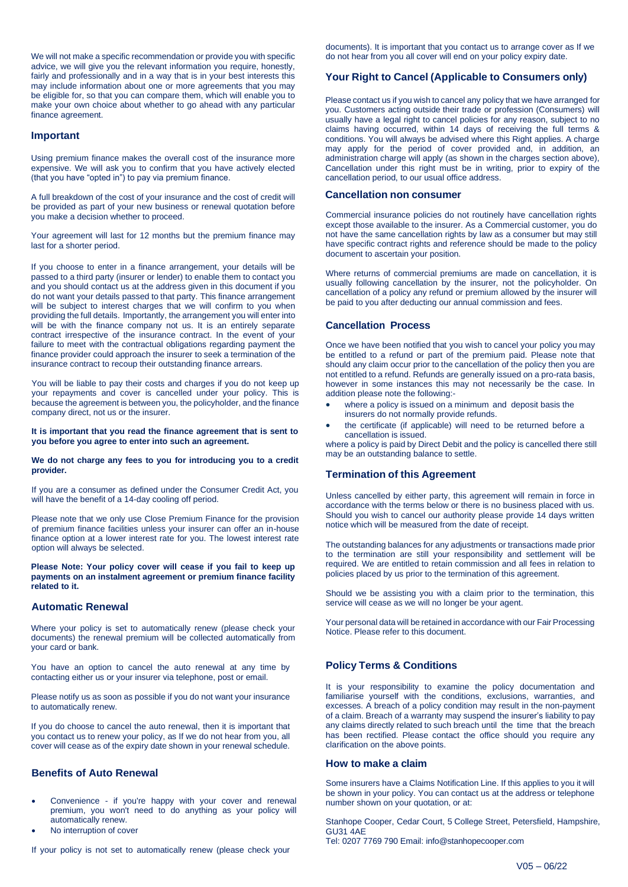We will not make a specific recommendation or provide you with specific advice, we will give you the relevant information you require, honestly, fairly and professionally and in a way that is in your best interests this may include information about one or more agreements that you may be eligible for, so that you can compare them, which will enable you to make your own choice about whether to go ahead with any particular finance agreement.

### Important

Using premium finance makes the overall cost of the insurance more expensive. We will ask you to confirm that you have actively elected (that you have "opted in") to pay via premium finance.

A full breakdown of the cost of your insurance and the cost of credit will be provided as part of your new business or renewal quotation before you make a decision whether to proceed.

Your agreement will last for 12 months but the premium finance may last for a shorter period.

If you choose to enter in a finance arrangement, your details will be passed to a third party (insurer or lender) to enable them to contact you and you should contact us at the address given in this document if you do not want your details passed to that party. This finance arrangement will be subject to interest charges that we will confirm to you when providing the full details. Importantly, the arrangement you will enter into will be with the finance company not us. It is an entirely separate contract irrespective of the insurance contract. In the event of your failure to meet with the contractual obligations regarding payment the finance provider could approach the insurer to seek a termination of the insurance contract to recoup their outstanding finance arrears.

You will be liable to pay their costs and charges if you do not keep up your repayments and cover is cancelled under your policy. This is because the agreement is between you, the policyholder, and the finance company direct, not us or the insurer.

**It is important that you read the finance agreement that is sent to you before you agree to enter into such an agreement.**

**We do not charge any fees to you for introducing you to a credit provider.**

If you are a consumer as defined under the Consumer Credit Act, you will have the benefit of a 14-day cooling off period.

Please note that we only use Close Premium Finance for the provision of premium finance facilities unless your insurer can offer an in-house finance option at a lower interest rate for you. The lowest interest rate option will always be selected.

**Please Note: Your policy cover will cease if you fail to keep up payments on an instalment agreement or premium finance facility related to it.**

### Automatic Renewal

Where your policy is set to automatically renew (please check your documents) the renewal premium will be collected automatically from your card or bank.

You have an option to cancel the auto renewal at any time by contacting either us or your insurer via telephone, post or email.

Please notify us as soon as possible if you do not want your insurance to automatically renew.

If you do choose to cancel the auto renewal, then it is important that you contact us to renew your policy, as If we do not hear from you, all cover will cease as of the expiry date shown in your renewal schedule.

### Benefits of Auto Renewal

- Convenience - if you're happy with your cover and renewal premium, you won't need to do anything as your policy will automatically renew.
- No interruption of cover

If your policy is not set to automatically renew (please check your documents). It is important that you contact us to arrange cover as If we do not hear from you all cover will end on your policy expiry date.

### Your Right to Cancel (Applicable to Consumers only)

Please contact us if you wish to cancel any policy that we have arranged for you. Customers acting outside their trade or profession (Consumers) will usually have a legal right to cancel policies for any reason, subject to no claims having occurred, within 14 days of receiving the full terms & conditions. You will always be advised where this Right applies. A charge may apply for the period of cover provided and, in addition, an administration charge will apply (as shown in the charges section above), Cancellation under this right must be in writing, prior to expiry of the cancellation period, to our usual office address.

### Cancellation non consumer

Commercial insurance policies do not routinely have cancellation rights except those available to the insurer. As a Commercial customer, you do not have the same cancellation rights by law as a consumer but may still have specific contract rights and reference should be made to the policy document to ascertain your position.

Where returns of commercial premiums are made on cancellation, it is usually following cancellation by the insurer, not the policyholder. On cancellation of a policy any refund or premium allowed by the insurer will be paid to you after deducting our annual commission and fees.

### Cancellation Process

Once we have been notified that you wish to cancel your policy you may be entitled to a refund or part of the premium paid. Please note that should any claim occur prior to the cancellation of the policy then you are not entitled to a refund. Refunds are generally issued on a pro-rata basis, however in some instances this may not necessarily be the case. In addition please note the following:-

- where a policy is issued on a minimum and deposit basis the insurers do not normally provide refunds.
- the certificate (if applicable) will need to be returned before a cancellation is issued.

where a policy is paid by Direct Debit and the policy is cancelled there still may be an outstanding balance to settle.

### Termination of this Agreement

Unless cancelled by either party, this agreement will remain in force in accordance with the terms below or there is no business placed with us. Should you wish to cancel our authority please provide 14 days written notice which will be measured from the date of receipt.

The outstanding balances for any adjustments or transactions made prior to the termination are still your responsibility and settlement will be required. We are entitled to retain commission and all fees in relation to policies placed by us prior to the termination of this agreement.

Should we be assisting you with a claim prior to the termination, this service will cease as we will no longer be your agent.

Your personal data will be retained in accordance with our Fair Processing Notice. Please refer to this document.

### Policy Terms & Conditions

It is your responsibility to examine the policy documentation and familiarise yourself with the conditions, exclusions, warranties, and excesses. A breach of a policy condition may result in the non-payment of a claim. Breach of a warranty may suspend the insurer's liability to pay any claims directly related to such breach until the time that the breach has been rectified. Please contact the office should you require any clarification on the above points.

### How to make a claim

Some insurers have a Claims Notification Line. If this applies to you it will be shown in your policy. You can contact us at the address or telephone number shown on your quotation, or at:

Stanhope Cooper, Cedar Court, 5 College Street, Petersfield, Hampshire, GU31 4AE
Tel: 0207 7769 790 Email: info@stanhopecooper.com

V05 – 06/22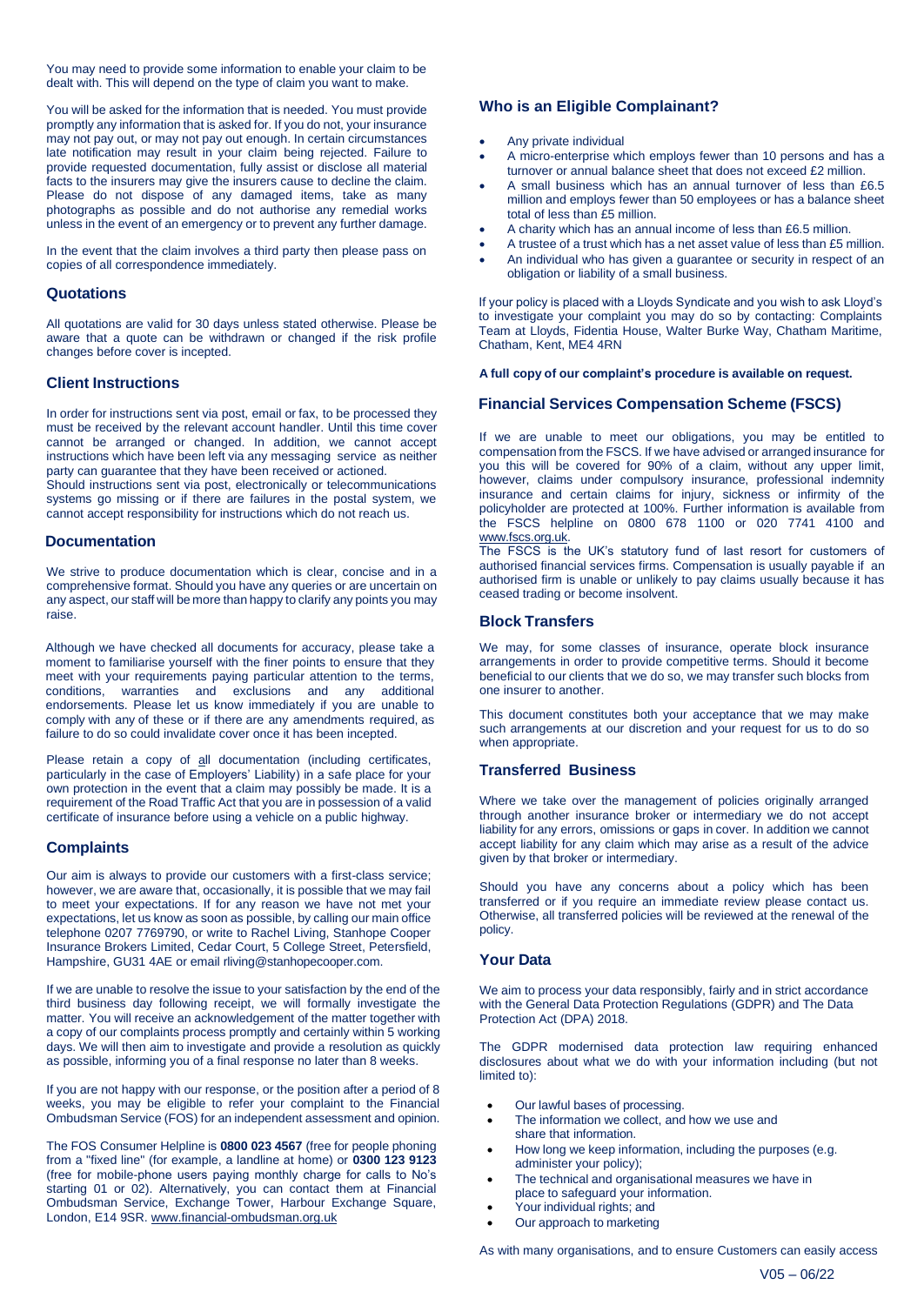You may need to provide some information to enable your claim to be dealt with. This will depend on the type of claim you want to make.

You will be asked for the information that is needed. You must provide promptly any information that is asked for. If you do not, your insurance may not pay out, or may not pay out enough. In certain circumstances late notification may result in your claim being rejected. Failure to provide requested documentation, fully assist or disclose all material facts to the insurers may give the insurers cause to decline the claim. Please do not dispose of any damaged items, take as many photographs as possible and do not authorise any remedial works unless in the event of an emergency or to prevent any further damage.

In the event that the claim involves a third party then please pass on copies of all correspondence immediately.

## Quotations

All quotations are valid for 30 days unless stated otherwise. Please be aware that a quote can be withdrawn or changed if the risk profile changes before cover is incepted.

## Client Instructions

In order for instructions sent via post, email or fax, to be processed they must be received by the relevant account handler. Until this time cover cannot be arranged or changed. In addition, we cannot accept instructions which have been left via any messaging service as neither party can guarantee that they have been received or actioned.
Should instructions sent via post, electronically or telecommunications systems go missing or if there are failures in the postal system, we cannot accept responsibility for instructions which do not reach us.

## Documentation

We strive to produce documentation which is clear, concise and in a comprehensive format. Should you have any queries or are uncertain on any aspect, our staff will be more than happy to clarify any points you may raise.

Although we have checked all documents for accuracy, please take a moment to familiarise yourself with the finer points to ensure that they meet with your requirements paying particular attention to the terms, conditions, warranties and exclusions and any additional endorsements. Please let us know immediately if you are unable to comply with any of these or if there are any amendments required, as failure to do so could invalidate cover once it has been incepted.

Please retain a copy of all documentation (including certificates, particularly in the case of Employers' Liability) in a safe place for your own protection in the event that a claim may possibly be made. It is a requirement of the Road Traffic Act that you are in possession of a valid certificate of insurance before using a vehicle on a public highway.

## Complaints

Our aim is always to provide our customers with a first-class service; however, we are aware that, occasionally, it is possible that we may fail to meet your expectations. If for any reason we have not met your expectations, let us know as soon as possible, by calling our main office telephone 0207 7769790, or write to Rachel Living, Stanhope Cooper Insurance Brokers Limited, Cedar Court, 5 College Street, Petersfield, Hampshire, GU31 4AE or email rliving@stanhopecooper.com.

If we are unable to resolve the issue to your satisfaction by the end of the third business day following receipt, we will formally investigate the matter. You will receive an acknowledgement of the matter together with a copy of our complaints process promptly and certainly within 5 working days. We will then aim to investigate and provide a resolution as quickly as possible, informing you of a final response no later than 8 weeks.

If you are not happy with our response, or the position after a period of 8 weeks, you may be eligible to refer your complaint to the Financial Ombudsman Service (FOS) for an independent assessment and opinion.

The FOS Consumer Helpline is **0800 023 4567** (free for people phoning from a "fixed line" (for example, a landline at home) or **0300 123 9123** (free for mobile-phone users paying monthly charge for calls to No's starting 01 or 02). Alternatively, you can contact them at Financial Ombudsman Service, Exchange Tower, Harbour Exchange Square, London, E14 9SR. www.financial-ombudsman.org.uk

## Who is an Eligible Complainant?

- Any private individual
- A micro-enterprise which employs fewer than 10 persons and has a turnover or annual balance sheet that does not exceed £2 million.
- A small business which has an annual turnover of less than £6.5 million and employs fewer than 50 employees or has a balance sheet total of less than £5 million.
- A charity which has an annual income of less than £6.5 million.
- A trustee of a trust which has a net asset value of less than £5 million.
- An individual who has given a guarantee or security in respect of an obligation or liability of a small business.

If your policy is placed with a Lloyds Syndicate and you wish to ask Lloyd's to investigate your complaint you may do so by contacting: Complaints Team at Lloyds, Fidentia House, Walter Burke Way, Chatham Maritime, Chatham, Kent, ME4 4RN

**A full copy of our complaint's procedure is available on request.**

## Financial Services Compensation Scheme (FSCS)

If we are unable to meet our obligations, you may be entitled to compensation from the FSCS. If we have advised or arranged insurance for you this will be covered for 90% of a claim, without any upper limit, however, claims under compulsory insurance, professional indemnity insurance and certain claims for injury, sickness or infirmity of the policyholder are protected at 100%. Further information is available from the FSCS helpline on 0800 678 1100 or 020 7741 4100 and www.fscs.org.uk.
The FSCS is the UK's statutory fund of last resort for customers of authorised financial services firms. Compensation is usually payable if an authorised firm is unable or unlikely to pay claims usually because it has ceased trading or become insolvent.

## Block Transfers

We may, for some classes of insurance, operate block insurance arrangements in order to provide competitive terms. Should it become beneficial to our clients that we do so, we may transfer such blocks from one insurer to another.

This document constitutes both your acceptance that we may make such arrangements at our discretion and your request for us to do so when appropriate.

## Transferred Business

Where we take over the management of policies originally arranged through another insurance broker or intermediary we do not accept liability for any errors, omissions or gaps in cover. In addition we cannot accept liability for any claim which may arise as a result of the advice given by that broker or intermediary.

Should you have any concerns about a policy which has been transferred or if you require an immediate review please contact us. Otherwise, all transferred policies will be reviewed at the renewal of the policy.

## Your Data

We aim to process your data responsibly, fairly and in strict accordance with the General Data Protection Regulations (GDPR) and The Data Protection Act (DPA) 2018.

The GDPR modernised data protection law requiring enhanced disclosures about what we do with your information including (but not limited to):

- Our lawful bases of processing.
- The information we collect, and how we use and share that information.
- How long we keep information, including the purposes (e.g. administer your policy);
- The technical and organisational measures we have in place to safeguard your information.
- Your individual rights; and
- Our approach to marketing

As with many organisations, and to ensure Customers can easily access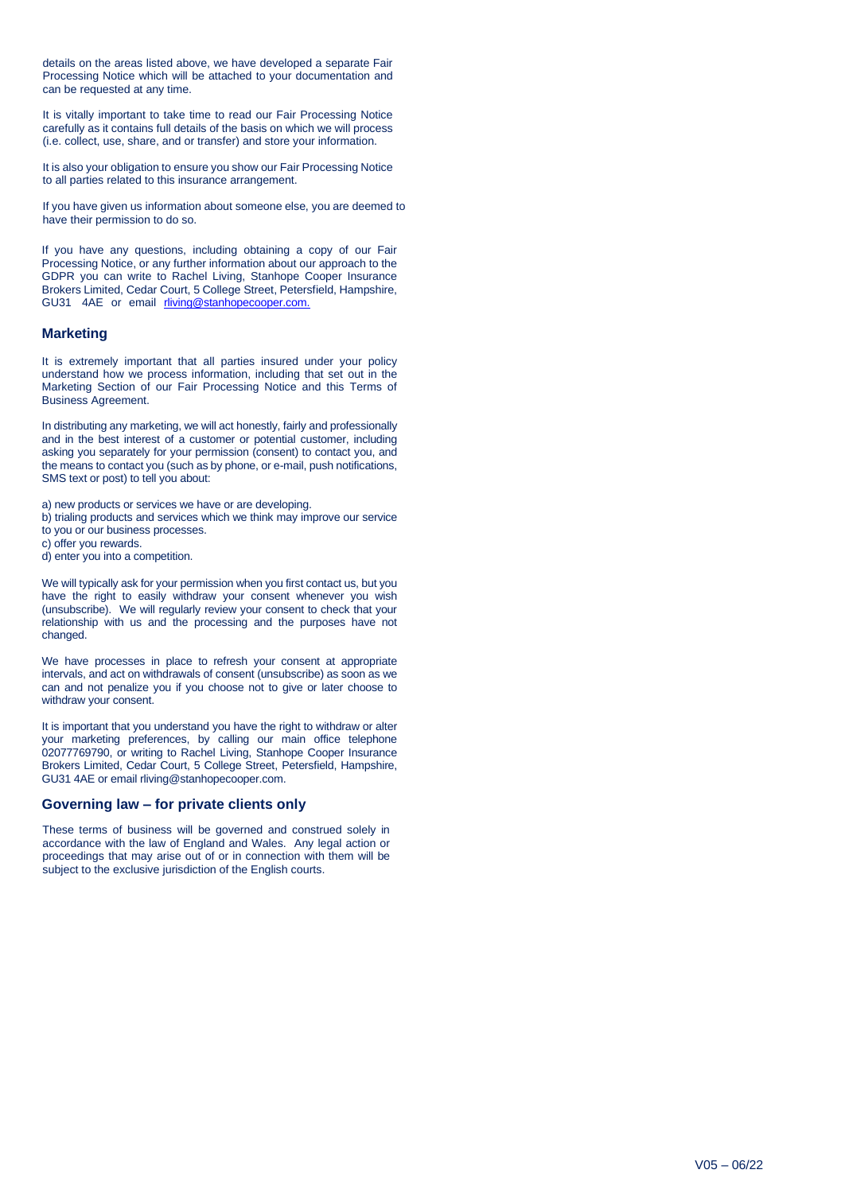details on the areas listed above, we have developed a separate Fair Processing Notice which will be attached to your documentation and can be requested at any time.

It is vitally important to take time to read our Fair Processing Notice carefully as it contains full details of the basis on which we will process (i.e. collect, use, share, and or transfer) and store your information.

It is also your obligation to ensure you show our Fair Processing Notice to all parties related to this insurance arrangement.

If you have given us information about someone else, you are deemed to have their permission to do so.

If you have any questions, including obtaining a copy of our Fair Processing Notice, or any further information about our approach to the GDPR you can write to Rachel Living, Stanhope Cooper Insurance Brokers Limited, Cedar Court, 5 College Street, Petersfield, Hampshire, GU31 4AE or email rliving@stanhopecooper.com.

## Marketing

It is extremely important that all parties insured under your policy understand how we process information, including that set out in the Marketing Section of our Fair Processing Notice and this Terms of Business Agreement.

In distributing any marketing, we will act honestly, fairly and professionally and in the best interest of a customer or potential customer, including asking you separately for your permission (consent) to contact you, and the means to contact you (such as by phone, or e-mail, push notifications, SMS text or post) to tell you about:

a) new products or services we have or are developing.
b) trialing products and services which we think may improve our service to you or our business processes.
c) offer you rewards.
d) enter you into a competition.

We will typically ask for your permission when you first contact us, but you have the right to easily withdraw your consent whenever you wish (unsubscribe). We will regularly review your consent to check that your relationship with us and the processing and the purposes have not changed.

We have processes in place to refresh your consent at appropriate intervals, and act on withdrawals of consent (unsubscribe) as soon as we can and not penalize you if you choose not to give or later choose to withdraw your consent.

It is important that you understand you have the right to withdraw or alter your marketing preferences, by calling our main office telephone 02077769790, or writing to Rachel Living, Stanhope Cooper Insurance Brokers Limited, Cedar Court, 5 College Street, Petersfield, Hampshire, GU31 4AE or email rliving@stanhopecooper.com.

## Governing law – for private clients only

These terms of business will be governed and construed solely in accordance with the law of England and Wales. Any legal action or proceedings that may arise out of or in connection with them will be subject to the exclusive jurisdiction of the English courts.

V05 – 06/22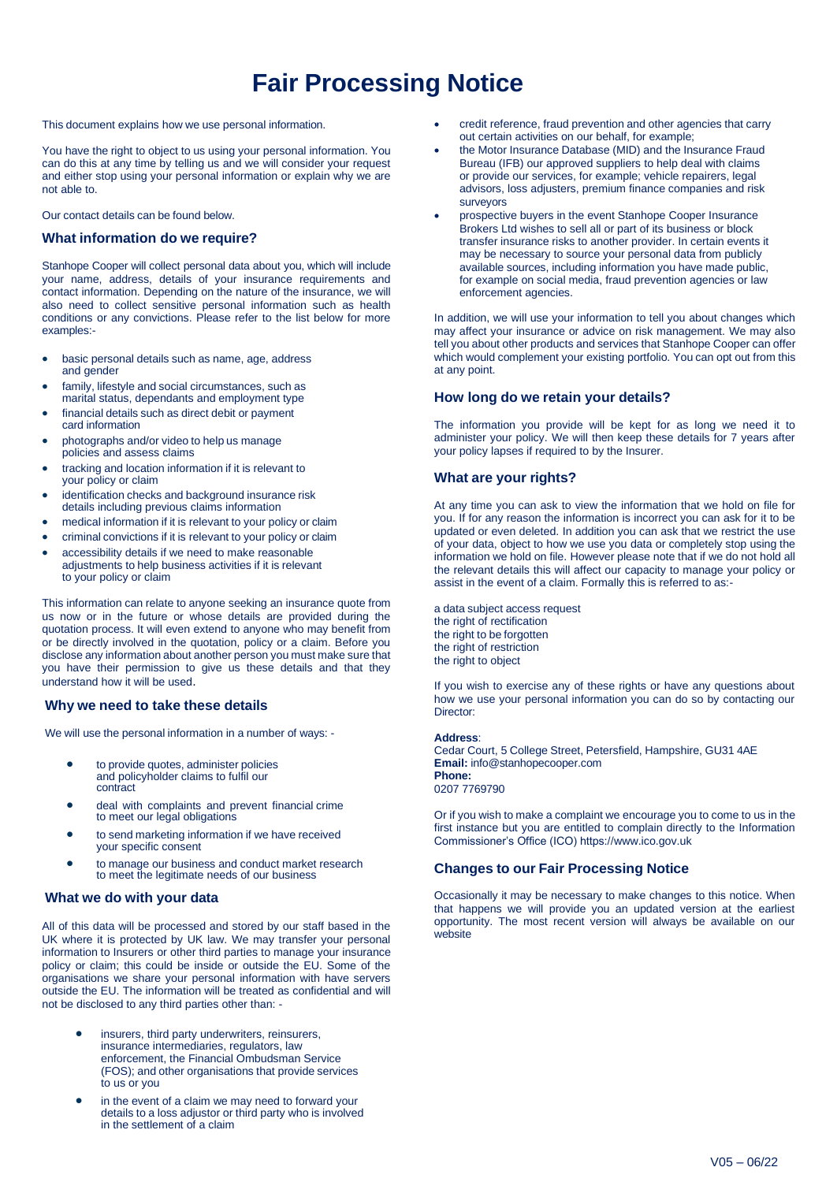# Fair Processing Notice

This document explains how we use personal information.

You have the right to object to us using your personal information. You can do this at any time by telling us and we will consider your request and either stop using your personal information or explain why we are not able to.

Our contact details can be found below.

## What information do we require?

Stanhope Cooper will collect personal data about you, which will include your name, address, details of your insurance requirements and contact information. Depending on the nature of the insurance, we will also need to collect sensitive personal information such as health conditions or any convictions. Please refer to the list below for more examples:-

- basic personal details such as name, age, address and gender
- family, lifestyle and social circumstances, such as marital status, dependants and employment type
- financial details such as direct debit or payment card information
- photographs and/or video to help us manage policies and assess claims
- tracking and location information if it is relevant to your policy or claim
- identification checks and background insurance risk details including previous claims information
- medical information if it is relevant to your policy or claim
- criminal convictions if it is relevant to your policy or claim
- accessibility details if we need to make reasonable adjustments to help business activities if it is relevant to your policy or claim

This information can relate to anyone seeking an insurance quote from us now or in the future or whose details are provided during the quotation process. It will even extend to anyone who may benefit from or be directly involved in the quotation, policy or a claim. Before you disclose any information about another person you must make sure that you have their permission to give us these details and that they understand how it will be used.

## Why we need to take these details

We will use the personal information in a number of ways: -

- to provide quotes, administer policies and policyholder claims to fulfil our contract
- deal with complaints and prevent financial crime to meet our legal obligations
- to send marketing information if we have received your specific consent
- to manage our business and conduct market research to meet the legitimate needs of our business

## What we do with your data

All of this data will be processed and stored by our staff based in the UK where it is protected by UK law. We may transfer your personal information to Insurers or other third parties to manage your insurance policy or claim; this could be inside or outside the EU. Some of the organisations we share your personal information with have servers outside the EU. The information will be treated as confidential and will not be disclosed to any third parties other than: -

- insurers, third party underwriters, reinsurers, insurance intermediaries, regulators, law enforcement, the Financial Ombudsman Service (FOS); and other organisations that provide services to us or you
- in the event of a claim we may need to forward your details to a loss adjustor or third party who is involved in the settlement of a claim
- credit reference, fraud prevention and other agencies that carry out certain activities on our behalf, for example;
- the Motor Insurance Database (MID) and the Insurance Fraud Bureau (IFB) our approved suppliers to help deal with claims or provide our services, for example; vehicle repairers, legal advisors, loss adjusters, premium finance companies and risk surveyors
- prospective buyers in the event Stanhope Cooper Insurance Brokers Ltd wishes to sell all or part of its business or block transfer insurance risks to another provider. In certain events it may be necessary to source your personal data from publicly available sources, including information you have made public, for example on social media, fraud prevention agencies or law enforcement agencies.

In addition, we will use your information to tell you about changes which may affect your insurance or advice on risk management. We may also tell you about other products and services that Stanhope Cooper can offer which would complement your existing portfolio. You can opt out from this at any point.

## How long do we retain your details?

The information you provide will be kept for as long we need it to administer your policy. We will then keep these details for 7 years after your policy lapses if required to by the Insurer.

## What are your rights?

At any time you can ask to view the information that we hold on file for you. If for any reason the information is incorrect you can ask for it to be updated or even deleted. In addition you can ask that we restrict the use of your data, object to how we use you data or completely stop using the information we hold on file. However please note that if we do not hold all the relevant details this will affect our capacity to manage your policy or assist in the event of a claim. Formally this is referred to as:-

a data subject access request
the right of rectification
the right to be forgotten
the right of restriction
the right to object

If you wish to exercise any of these rights or have any questions about how we use your personal information you can do so by contacting our Director:

**Address**:
Cedar Court, 5 College Street, Petersfield, Hampshire, GU31 4AE
**Email:** info@stanhopecooper.com
**Phone:**
0207 7769790

Or if you wish to make a complaint we encourage you to come to us in the first instance but you are entitled to complain directly to the Information Commissioner's Office (ICO) https://www.ico.gov.uk

## Changes to our Fair Processing Notice

Occasionally it may be necessary to make changes to this notice. When that happens we will provide you an updated version at the earliest opportunity. The most recent version will always be available on our website

V05 – 06/22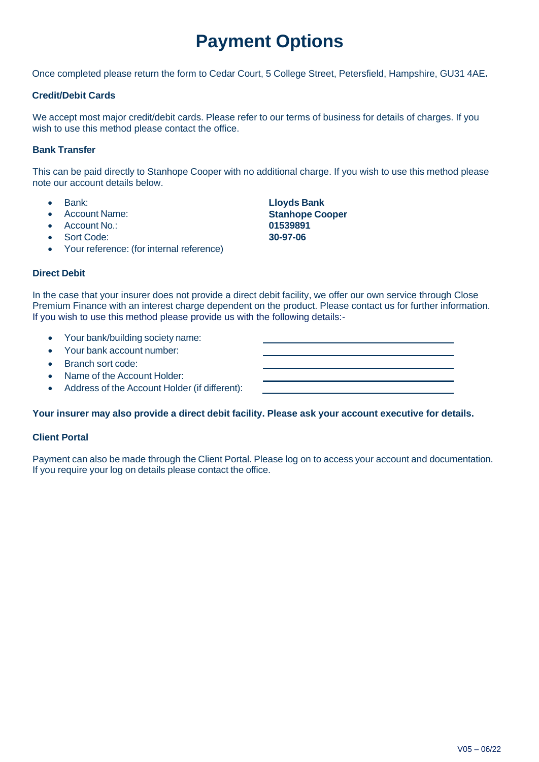# Payment Options

Once completed please return the form to Cedar Court, 5 College Street, Petersfield, Hampshire, GU31 4AE**.**

### Credit/Debit Cards

We accept most major credit/debit cards. Please refer to our terms of business for details of charges. If you wish to use this method please contact the office.

### Bank Transfer

This can be paid directly to Stanhope Cooper with no additional charge. If you wish to use this method please note our account details below.

- Bank: **Lloyds Bank**
- Account Name: **Stanhope Cooper**
- Account No.: **01539891**
- Sort Code: **30-97-06**
- Your reference: (for internal reference)

### Direct Debit

In the case that your insurer does not provide a direct debit facility, we offer our own service through Close Premium Finance with an interest charge dependent on the product. Please contact us for further information. If you wish to use this method please provide us with the following details:-

- Your bank/building society name: ______________________
- Your bank account number: ______________________
- Branch sort code: ______________________
- Name of the Account Holder: ______________________
- Address of the Account Holder (if different): ______________________

**Your insurer may also provide a direct debit facility. Please ask your account executive for details.**

### Client Portal

Payment can also be made through the Client Portal. Please log on to access your account and documentation. If you require your log on details please contact the office.

V05 – 06/22